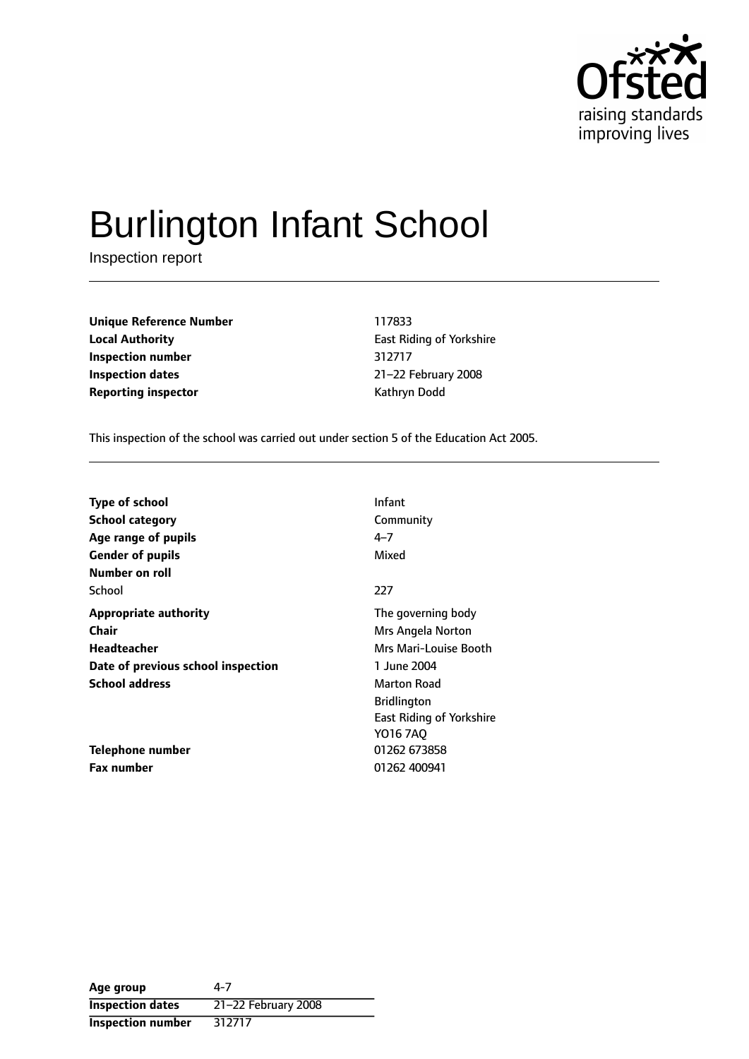# Burlington Infant School

Inspection report

| | |
|---|---|
| **Unique Reference Number** | 117833 |
| **Local Authority** | East Riding of Yorkshire |
| **Inspection number** | 312717 |
| **Inspection dates** | 21–22 February 2008 |
| **Reporting inspector** | Kathryn Dodd |

This inspection of the school was carried out under section 5 of the Education Act 2005.

| | |
|---|---|
| **Type of school** | Infant |
| **School category** | Community |
| **Age range of pupils** | 4–7 |
| **Gender of pupils** | Mixed |
| **Number on roll** | |
| School | 227 |
| **Appropriate authority** | The governing body |
| **Chair** | Mrs Angela Norton |
| **Headteacher** | Mrs Mari-Louise Booth |
| **Date of previous school inspection** | 1 June 2004 |
| **School address** | Marton Road<br>Bridlington<br>East Riding of Yorkshire<br>YO16 7AQ |
| **Telephone number** | 01262 673858 |
| **Fax number** | 01262 400941 |

| | |
|---|---|
| **Age group** | 4-7 |
| **Inspection dates** | 21–22 February 2008 |
| **Inspection number** | 312717 |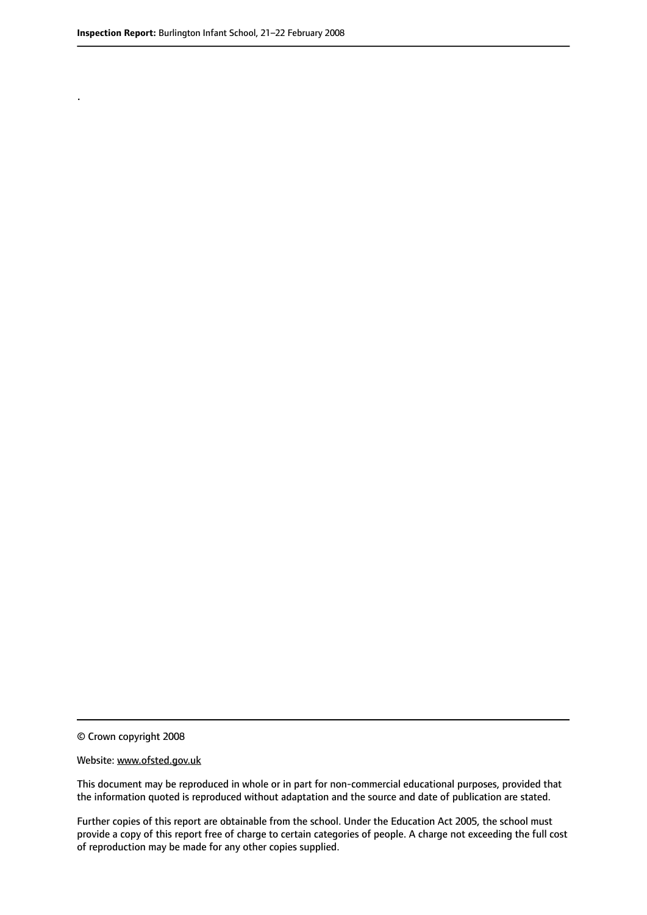.

© Crown copyright 2008

Website: www.ofsted.gov.uk

This document may be reproduced in whole or in part for non-commercial educational purposes, provided that the information quoted is reproduced without adaptation and the source and date of publication are stated.

Further copies of this report are obtainable from the school. Under the Education Act 2005, the school must provide a copy of this report free of charge to certain categories of people. A charge not exceeding the full cost of reproduction may be made for any other copies supplied.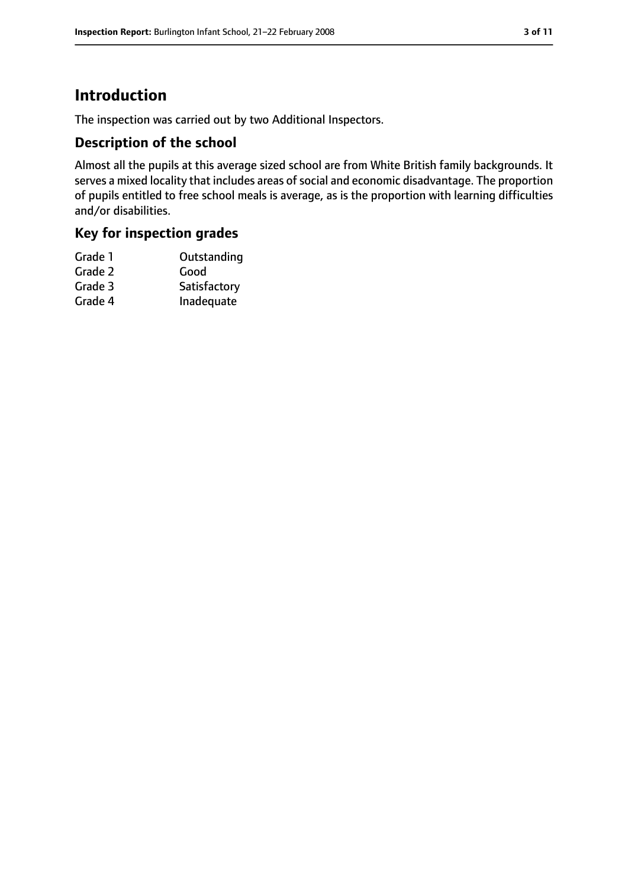# Introduction

The inspection was carried out by two Additional Inspectors.

## Description of the school

Almost all the pupils at this average sized school are from White British family backgrounds. It serves a mixed locality that includes areas of social and economic disadvantage. The proportion of pupils entitled to free school meals is average, as is the proportion with learning difficulties and/or disabilities.

## Key for inspection grades

| | |
|---|---|
| Grade 1 | Outstanding |
| Grade 2 | Good |
| Grade 3 | Satisfactory |
| Grade 4 | Inadequate |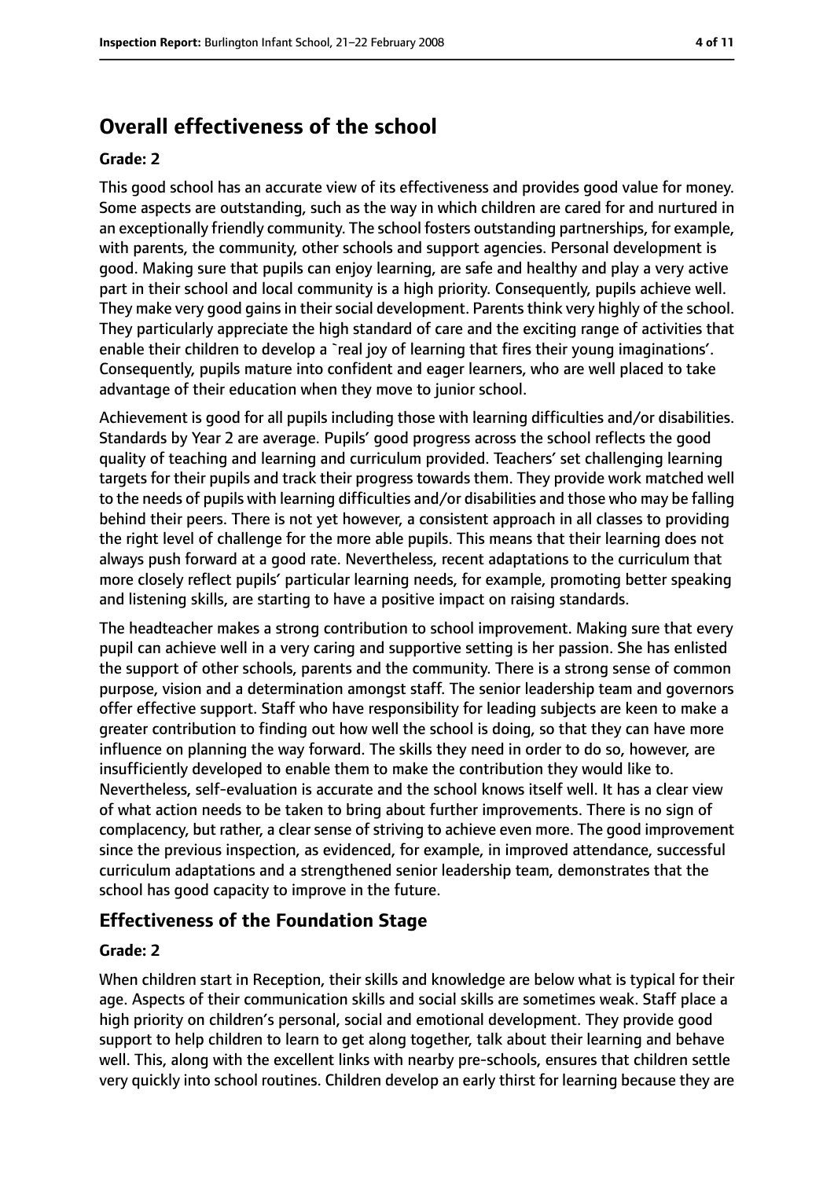# Overall effectiveness of the school

**Grade: 2**

This good school has an accurate view of its effectiveness and provides good value for money. Some aspects are outstanding, such as the way in which children are cared for and nurtured in an exceptionally friendly community. The school fosters outstanding partnerships, for example, with parents, the community, other schools and support agencies. Personal development is good. Making sure that pupils can enjoy learning, are safe and healthy and play a very active part in their school and local community is a high priority. Consequently, pupils achieve well. They make very good gains in their social development. Parents think very highly of the school. They particularly appreciate the high standard of care and the exciting range of activities that enable their children to develop a `real joy of learning that fires their young imaginations'. Consequently, pupils mature into confident and eager learners, who are well placed to take advantage of their education when they move to junior school.

Achievement is good for all pupils including those with learning difficulties and/or disabilities. Standards by Year 2 are average. Pupils' good progress across the school reflects the good quality of teaching and learning and curriculum provided. Teachers' set challenging learning targets for their pupils and track their progress towards them. They provide work matched well to the needs of pupils with learning difficulties and/or disabilities and those who may be falling behind their peers. There is not yet however, a consistent approach in all classes to providing the right level of challenge for the more able pupils. This means that their learning does not always push forward at a good rate. Nevertheless, recent adaptations to the curriculum that more closely reflect pupils' particular learning needs, for example, promoting better speaking and listening skills, are starting to have a positive impact on raising standards.

The headteacher makes a strong contribution to school improvement. Making sure that every pupil can achieve well in a very caring and supportive setting is her passion. She has enlisted the support of other schools, parents and the community. There is a strong sense of common purpose, vision and a determination amongst staff. The senior leadership team and governors offer effective support. Staff who have responsibility for leading subjects are keen to make a greater contribution to finding out how well the school is doing, so that they can have more influence on planning the way forward. The skills they need in order to do so, however, are insufficiently developed to enable them to make the contribution they would like to. Nevertheless, self-evaluation is accurate and the school knows itself well. It has a clear view of what action needs to be taken to bring about further improvements. There is no sign of complacency, but rather, a clear sense of striving to achieve even more. The good improvement since the previous inspection, as evidenced, for example, in improved attendance, successful curriculum adaptations and a strengthened senior leadership team, demonstrates that the school has good capacity to improve in the future.

## Effectiveness of the Foundation Stage

**Grade: 2**

When children start in Reception, their skills and knowledge are below what is typical for their age. Aspects of their communication skills and social skills are sometimes weak. Staff place a high priority on children's personal, social and emotional development. They provide good support to help children to learn to get along together, talk about their learning and behave well. This, along with the excellent links with nearby pre-schools, ensures that children settle very quickly into school routines. Children develop an early thirst for learning because they are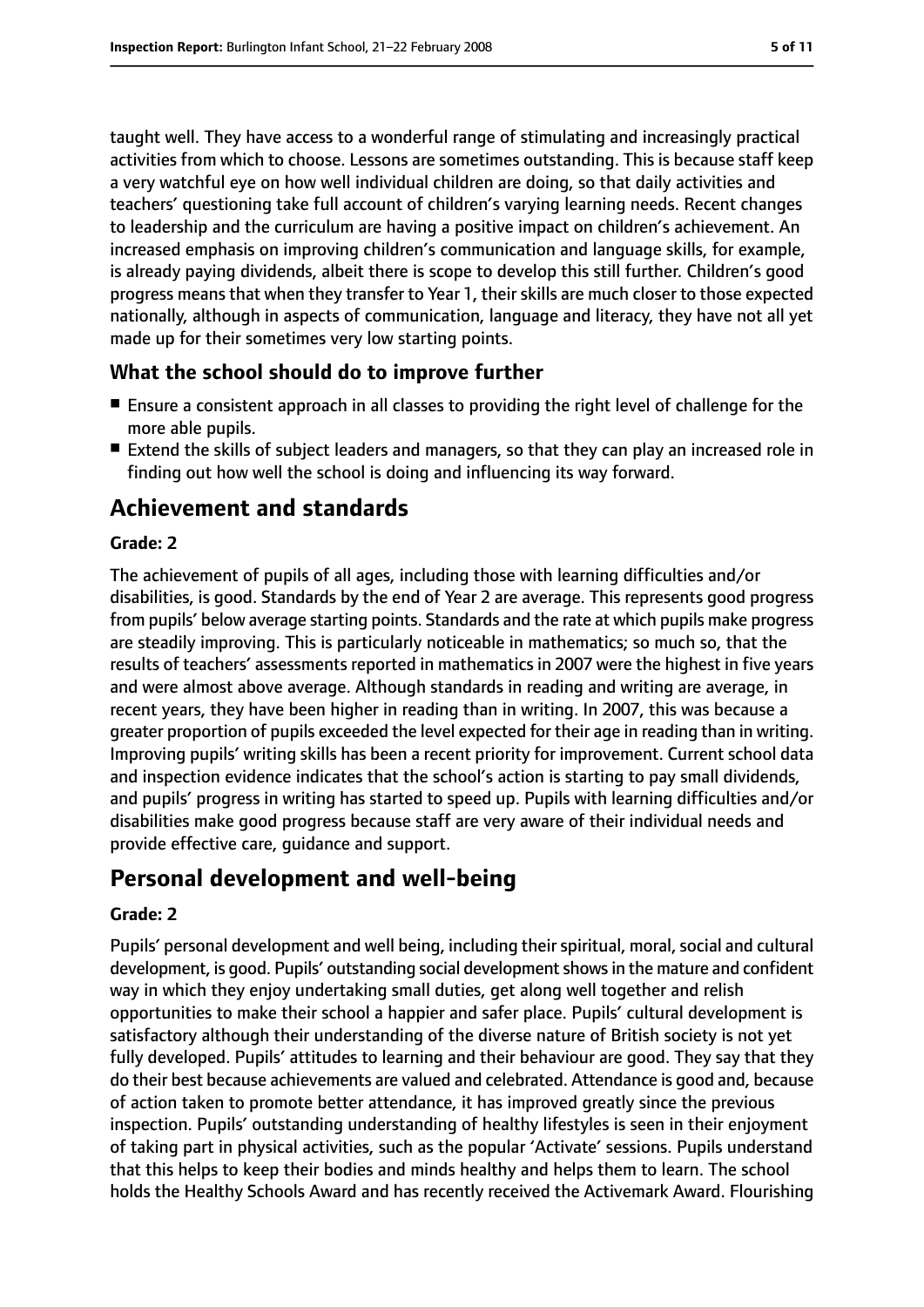taught well. They have access to a wonderful range of stimulating and increasingly practical activities from which to choose. Lessons are sometimes outstanding. This is because staff keep a very watchful eye on how well individual children are doing, so that daily activities and teachers' questioning take full account of children's varying learning needs. Recent changes to leadership and the curriculum are having a positive impact on children's achievement. An increased emphasis on improving children's communication and language skills, for example, is already paying dividends, albeit there is scope to develop this still further. Children's good progress means that when they transfer to Year 1, their skills are much closer to those expected nationally, although in aspects of communication, language and literacy, they have not all yet made up for their sometimes very low starting points.

### What the school should do to improve further

- Ensure a consistent approach in all classes to providing the right level of challenge for the more able pupils.
- Extend the skills of subject leaders and managers, so that they can play an increased role in finding out how well the school is doing and influencing its way forward.

## Achievement and standards

#### Grade: 2

The achievement of pupils of all ages, including those with learning difficulties and/or disabilities, is good. Standards by the end of Year 2 are average. This represents good progress from pupils' below average starting points. Standards and the rate at which pupils make progress are steadily improving. This is particularly noticeable in mathematics; so much so, that the results of teachers' assessments reported in mathematics in 2007 were the highest in five years and were almost above average. Although standards in reading and writing are average, in recent years, they have been higher in reading than in writing. In 2007, this was because a greater proportion of pupils exceeded the level expected for their age in reading than in writing. Improving pupils' writing skills has been a recent priority for improvement. Current school data and inspection evidence indicates that the school's action is starting to pay small dividends, and pupils' progress in writing has started to speed up. Pupils with learning difficulties and/or disabilities make good progress because staff are very aware of their individual needs and provide effective care, guidance and support.

## Personal development and well-being

#### Grade: 2

Pupils' personal development and well being, including their spiritual, moral, social and cultural development, is good. Pupils' outstanding social development shows in the mature and confident way in which they enjoy undertaking small duties, get along well together and relish opportunities to make their school a happier and safer place. Pupils' cultural development is satisfactory although their understanding of the diverse nature of British society is not yet fully developed. Pupils' attitudes to learning and their behaviour are good. They say that they do their best because achievements are valued and celebrated. Attendance is good and, because of action taken to promote better attendance, it has improved greatly since the previous inspection. Pupils' outstanding understanding of healthy lifestyles is seen in their enjoyment of taking part in physical activities, such as the popular 'Activate' sessions. Pupils understand that this helps to keep their bodies and minds healthy and helps them to learn. The school holds the Healthy Schools Award and has recently received the Activemark Award. Flourishing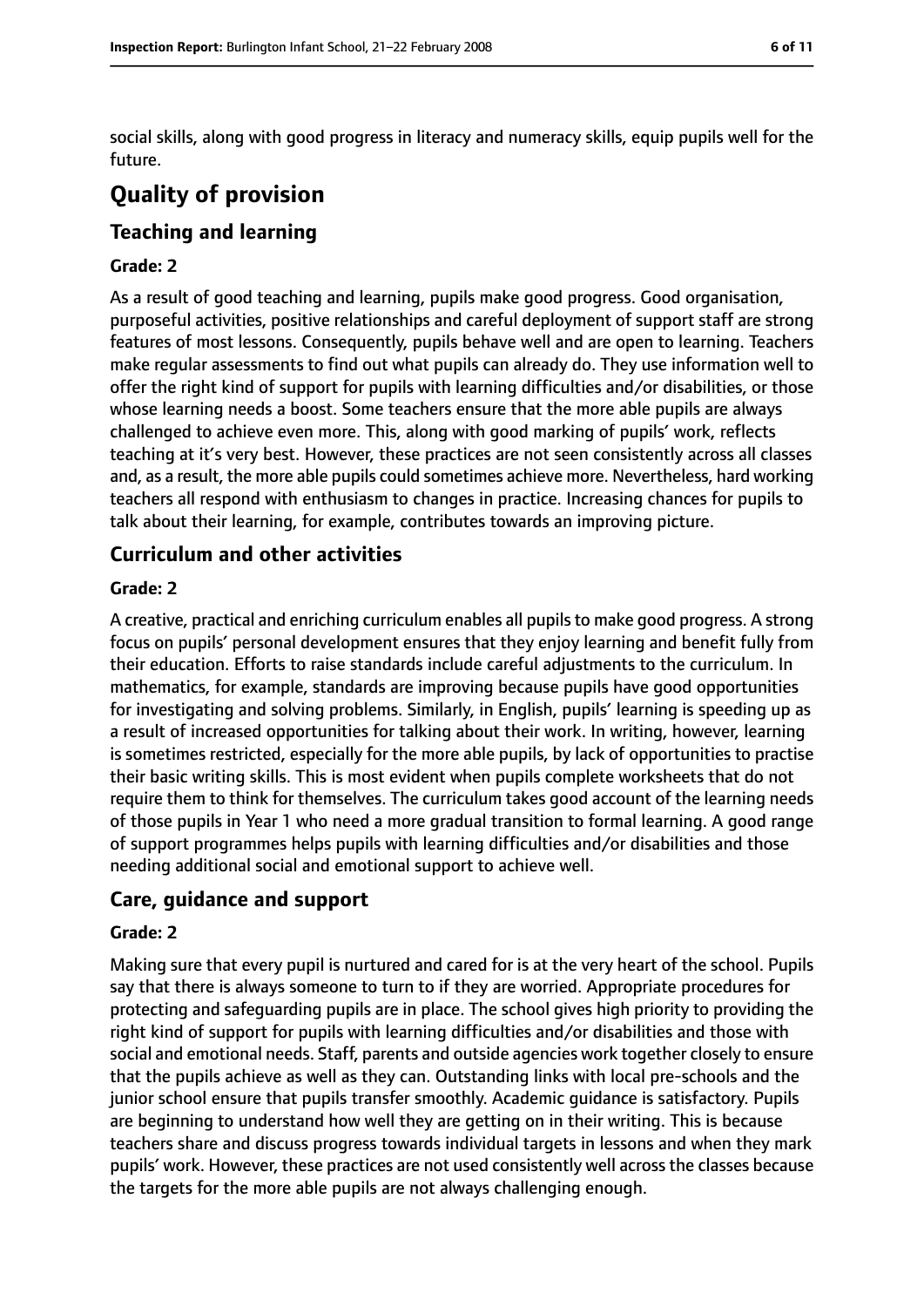social skills, along with good progress in literacy and numeracy skills, equip pupils well for the future.

# Quality of provision

## Teaching and learning

### Grade: 2

As a result of good teaching and learning, pupils make good progress. Good organisation, purposeful activities, positive relationships and careful deployment of support staff are strong features of most lessons. Consequently, pupils behave well and are open to learning. Teachers make regular assessments to find out what pupils can already do. They use information well to offer the right kind of support for pupils with learning difficulties and/or disabilities, or those whose learning needs a boost. Some teachers ensure that the more able pupils are always challenged to achieve even more. This, along with good marking of pupils' work, reflects teaching at it's very best. However, these practices are not seen consistently across all classes and, as a result, the more able pupils could sometimes achieve more. Nevertheless, hard working teachers all respond with enthusiasm to changes in practice. Increasing chances for pupils to talk about their learning, for example, contributes towards an improving picture.

## Curriculum and other activities

### Grade: 2

A creative, practical and enriching curriculum enables all pupils to make good progress. A strong focus on pupils' personal development ensures that they enjoy learning and benefit fully from their education. Efforts to raise standards include careful adjustments to the curriculum. In mathematics, for example, standards are improving because pupils have good opportunities for investigating and solving problems. Similarly, in English, pupils' learning is speeding up as a result of increased opportunities for talking about their work. In writing, however, learning is sometimes restricted, especially for the more able pupils, by lack of opportunities to practise their basic writing skills. This is most evident when pupils complete worksheets that do not require them to think for themselves. The curriculum takes good account of the learning needs of those pupils in Year 1 who need a more gradual transition to formal learning. A good range of support programmes helps pupils with learning difficulties and/or disabilities and those needing additional social and emotional support to achieve well.

## Care, guidance and support

### Grade: 2

Making sure that every pupil is nurtured and cared for is at the very heart of the school. Pupils say that there is always someone to turn to if they are worried. Appropriate procedures for protecting and safeguarding pupils are in place. The school gives high priority to providing the right kind of support for pupils with learning difficulties and/or disabilities and those with social and emotional needs. Staff, parents and outside agencies work together closely to ensure that the pupils achieve as well as they can. Outstanding links with local pre-schools and the junior school ensure that pupils transfer smoothly. Academic guidance is satisfactory. Pupils are beginning to understand how well they are getting on in their writing. This is because teachers share and discuss progress towards individual targets in lessons and when they mark pupils' work. However, these practices are not used consistently well across the classes because the targets for the more able pupils are not always challenging enough.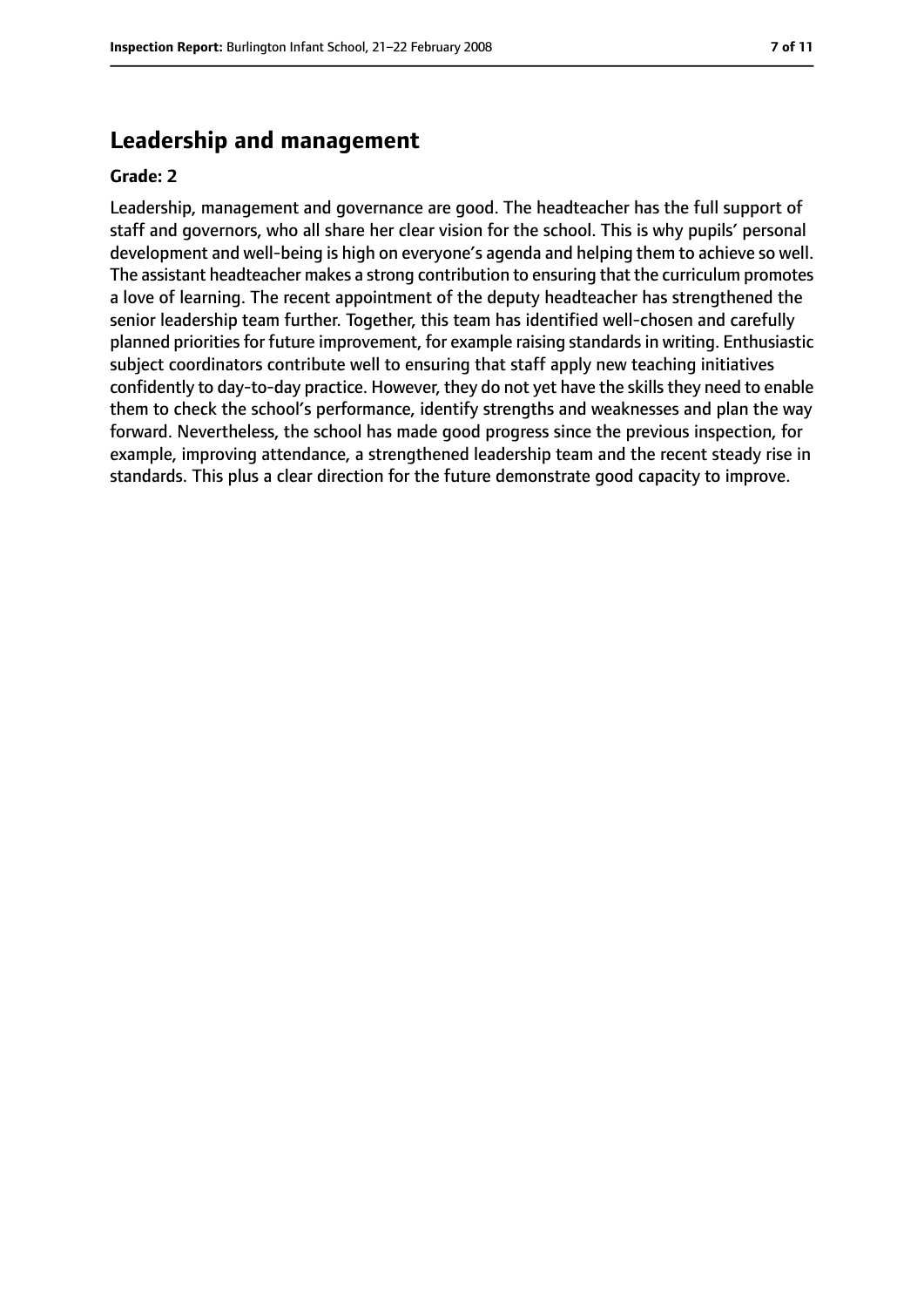## Leadership and management

**Grade: 2**

Leadership, management and governance are good. The headteacher has the full support of staff and governors, who all share her clear vision for the school. This is why pupils' personal development and well-being is high on everyone's agenda and helping them to achieve so well. The assistant headteacher makes a strong contribution to ensuring that the curriculum promotes a love of learning. The recent appointment of the deputy headteacher has strengthened the senior leadership team further. Together, this team has identified well-chosen and carefully planned priorities for future improvement, for example raising standards in writing. Enthusiastic subject coordinators contribute well to ensuring that staff apply new teaching initiatives confidently to day-to-day practice. However, they do not yet have the skills they need to enable them to check the school's performance, identify strengths and weaknesses and plan the way forward. Nevertheless, the school has made good progress since the previous inspection, for example, improving attendance, a strengthened leadership team and the recent steady rise in standards. This plus a clear direction for the future demonstrate good capacity to improve.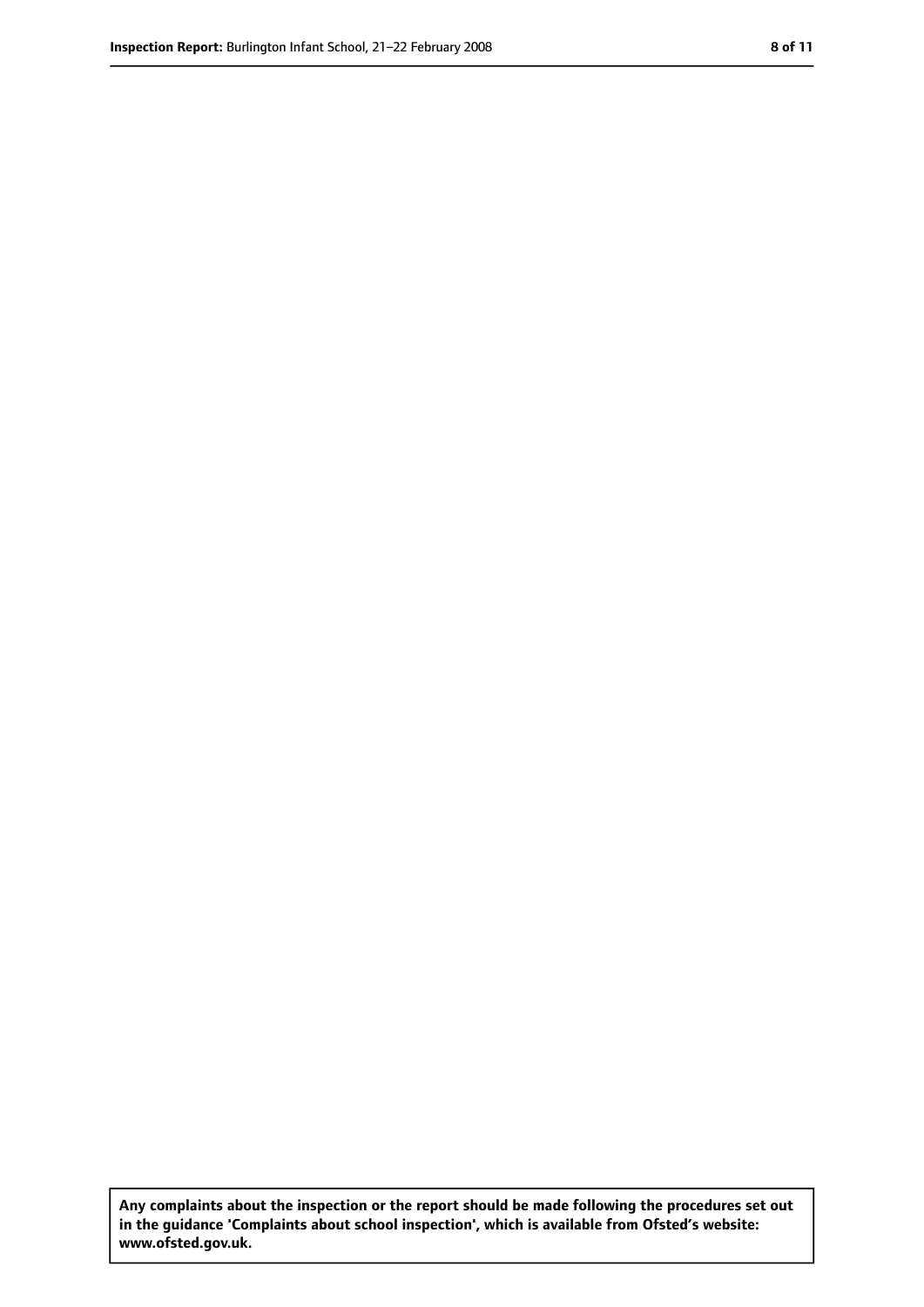**Any complaints about the inspection or the report should be made following the procedures set out in the guidance 'Complaints about school inspection', which is available from Ofsted's website: www.ofsted.gov.uk.**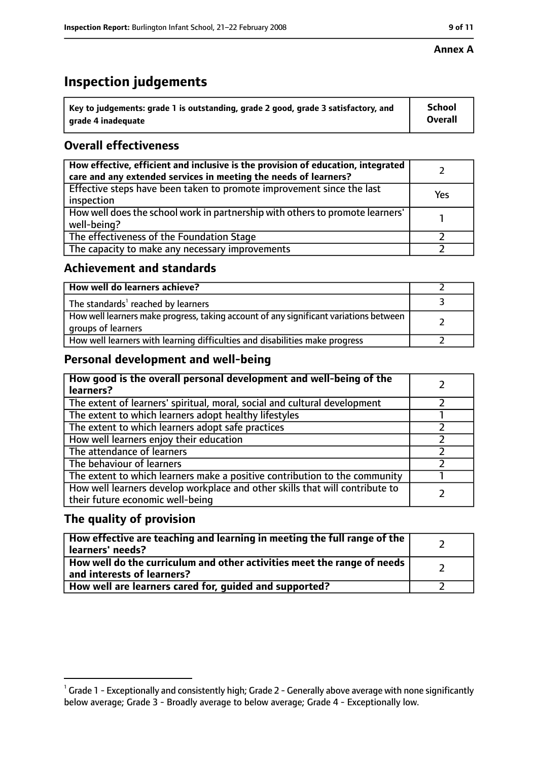**Annex A**

# Inspection judgements

| Key to judgements: grade 1 is outstanding, grade 2 good, grade 3 satisfactory, and grade 4 inadequate | School Overall |
|---|---|

## Overall effectiveness

| | |
|---|---|
| How effective, efficient and inclusive is the provision of education, integrated care and any extended services in meeting the needs of learners? | 2 |
| Effective steps have been taken to promote improvement since the last inspection | Yes |
| How well does the school work in partnership with others to promote learners' well-being? | 1 |
| The effectiveness of the Foundation Stage | 2 |
| The capacity to make any necessary improvements | 2 |

## Achievement and standards

| | |
|---|---|
| How well do learners achieve? | 2 |
| The standards[1] reached by learners | 3 |
| How well learners make progress, taking account of any significant variations between groups of learners | 2 |
| How well learners with learning difficulties and disabilities make progress | 2 |

## Personal development and well-being

| | |
|---|---|
| How good is the overall personal development and well-being of the learners? | 2 |
| The extent of learners' spiritual, moral, social and cultural development | 2 |
| The extent to which learners adopt healthy lifestyles | 1 |
| The extent to which learners adopt safe practices | 2 |
| How well learners enjoy their education | 2 |
| The attendance of learners | 2 |
| The behaviour of learners | 2 |
| The extent to which learners make a positive contribution to the community | 1 |
| How well learners develop workplace and other skills that will contribute to their future economic well-being | 2 |

## The quality of provision

| | |
|---|---|
| How effective are teaching and learning in meeting the full range of the learners' needs? | 2 |
| How well do the curriculum and other activities meet the range of needs and interests of learners? | 2 |
| How well are learners cared for, guided and supported? | 2 |

[1] Grade 1 - Exceptionally and consistently high; Grade 2 - Generally above average with none significantly below average; Grade 3 - Broadly average to below average; Grade 4 - Exceptionally low.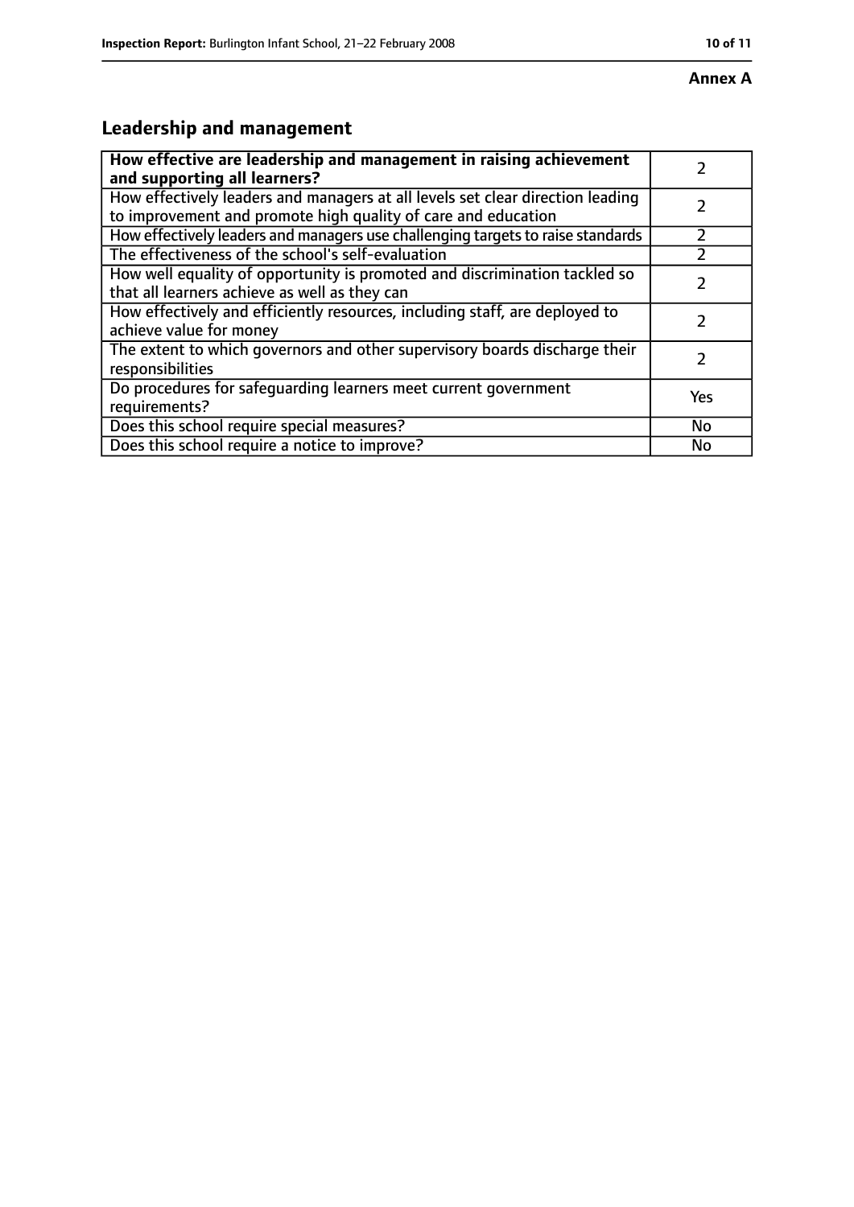**Annex A**

## Leadership and management

| How effective are leadership and management in raising achievement and supporting all learners? | 2 |
|---|---|
| How effectively leaders and managers at all levels set clear direction leading to improvement and promote high quality of care and education | 2 |
| How effectively leaders and managers use challenging targets to raise standards | 2 |
| The effectiveness of the school's self-evaluation | 2 |
| How well equality of opportunity is promoted and discrimination tackled so that all learners achieve as well as they can | 2 |
| How effectively and efficiently resources, including staff, are deployed to achieve value for money | 2 |
| The extent to which governors and other supervisory boards discharge their responsibilities | 2 |
| Do procedures for safeguarding learners meet current government requirements? | Yes |
| Does this school require special measures? | No |
| Does this school require a notice to improve? | No |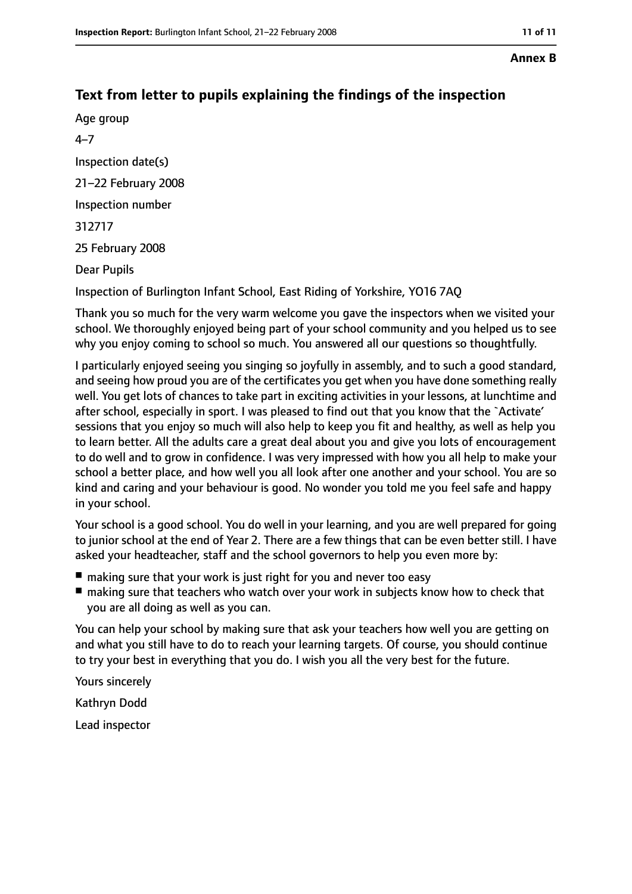**Annex B**

## Text from letter to pupils explaining the findings of the inspection

Age group

4–7

Inspection date(s)

21–22 February 2008

Inspection number

312717

25 February 2008

Dear Pupils

Inspection of Burlington Infant School, East Riding of Yorkshire, YO16 7AQ

Thank you so much for the very warm welcome you gave the inspectors when we visited your school. We thoroughly enjoyed being part of your school community and you helped us to see why you enjoy coming to school so much. You answered all our questions so thoughtfully.

I particularly enjoyed seeing you singing so joyfully in assembly, and to such a good standard, and seeing how proud you are of the certificates you get when you have done something really well. You get lots of chances to take part in exciting activities in your lessons, at lunchtime and after school, especially in sport. I was pleased to find out that you know that the `Activate' sessions that you enjoy so much will also help to keep you fit and healthy, as well as help you to learn better. All the adults care a great deal about you and give you lots of encouragement to do well and to grow in confidence. I was very impressed with how you all help to make your school a better place, and how well you all look after one another and your school. You are so kind and caring and your behaviour is good. No wonder you told me you feel safe and happy in your school.

Your school is a good school. You do well in your learning, and you are well prepared for going to junior school at the end of Year 2. There are a few things that can be even better still. I have asked your headteacher, staff and the school governors to help you even more by:

- making sure that your work is just right for you and never too easy
- making sure that teachers who watch over your work in subjects know how to check that you are all doing as well as you can.

You can help your school by making sure that ask your teachers how well you are getting on and what you still have to do to reach your learning targets. Of course, you should continue to try your best in everything that you do. I wish you all the very best for the future.

Yours sincerely

Kathryn Dodd

Lead inspector